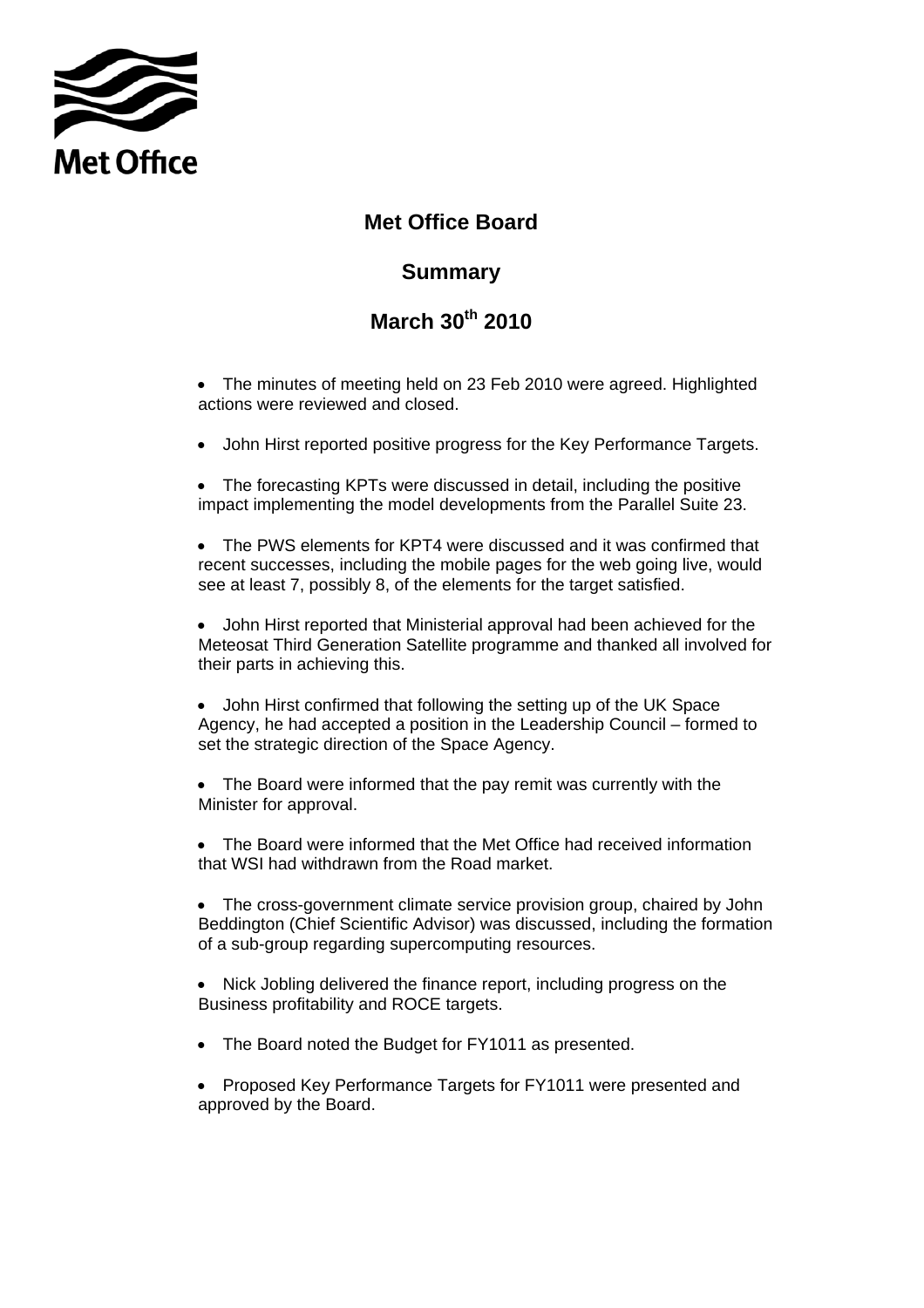Met Office

# Met Office Board

## Summary

## March 30th 2010

- The minutes of meeting held on 23 Feb 2010 were agreed. Highlighted actions were reviewed and closed.
- John Hirst reported positive progress for the Key Performance Targets.
- The forecasting KPTs were discussed in detail, including the positive impact implementing the model developments from the Parallel Suite 23.
- The PWS elements for KPT4 were discussed and it was confirmed that recent successes, including the mobile pages for the web going live, would see at least 7, possibly 8, of the elements for the target satisfied.
- John Hirst reported that Ministerial approval had been achieved for the Meteosat Third Generation Satellite programme and thanked all involved for their parts in achieving this.
- John Hirst confirmed that following the setting up of the UK Space Agency, he had accepted a position in the Leadership Council – formed to set the strategic direction of the Space Agency.
- The Board were informed that the pay remit was currently with the Minister for approval.
- The Board were informed that the Met Office had received information that WSI had withdrawn from the Road market.
- The cross-government climate service provision group, chaired by John Beddington (Chief Scientific Advisor) was discussed, including the formation of a sub-group regarding supercomputing resources.
- Nick Jobling delivered the finance report, including progress on the Business profitability and ROCE targets.
- The Board noted the Budget for FY1011 as presented.
- Proposed Key Performance Targets for FY1011 were presented and approved by the Board.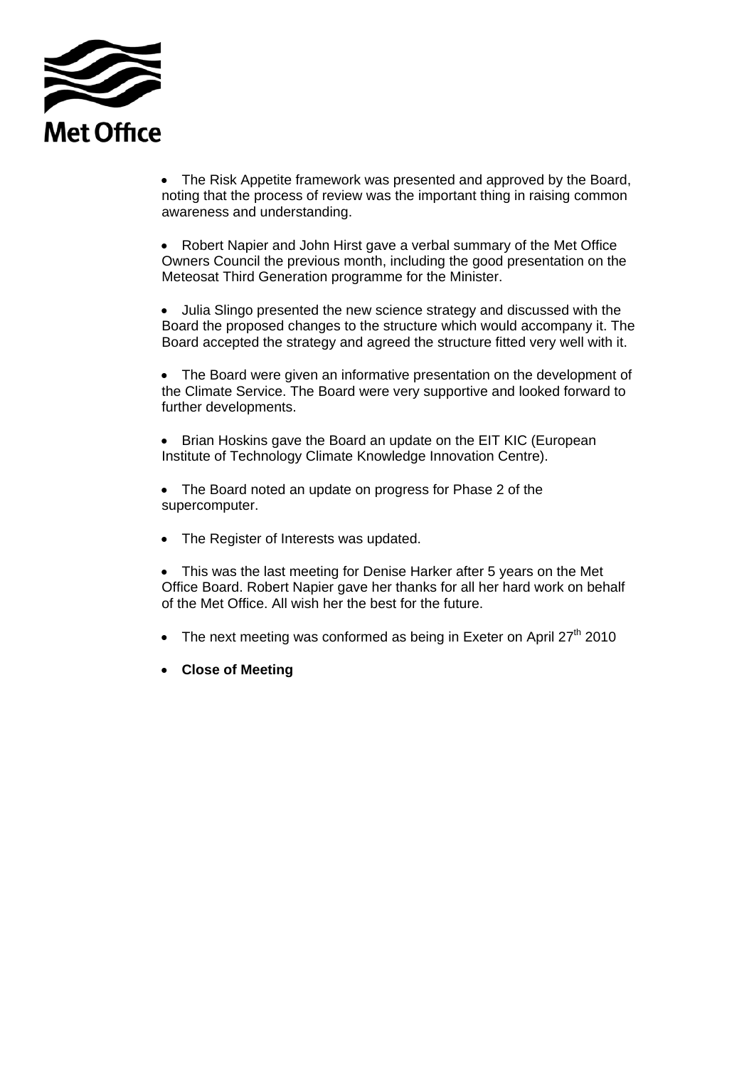- The Risk Appetite framework was presented and approved by the Board, noting that the process of review was the important thing in raising common awareness and understanding.

- Robert Napier and John Hirst gave a verbal summary of the Met Office Owners Council the previous month, including the good presentation on the Meteosat Third Generation programme for the Minister.

- Julia Slingo presented the new science strategy and discussed with the Board the proposed changes to the structure which would accompany it. The Board accepted the strategy and agreed the structure fitted very well with it.

- The Board were given an informative presentation on the development of the Climate Service. The Board were very supportive and looked forward to further developments.

- Brian Hoskins gave the Board an update on the EIT KIC (European Institute of Technology Climate Knowledge Innovation Centre).

- The Board noted an update on progress for Phase 2 of the supercomputer.

- The Register of Interests was updated.

- This was the last meeting for Denise Harker after 5 years on the Met Office Board. Robert Napier gave her thanks for all her hard work on behalf of the Met Office. All wish her the best for the future.

- The next meeting was conformed as being in Exeter on April 27th 2010

- **Close of Meeting**